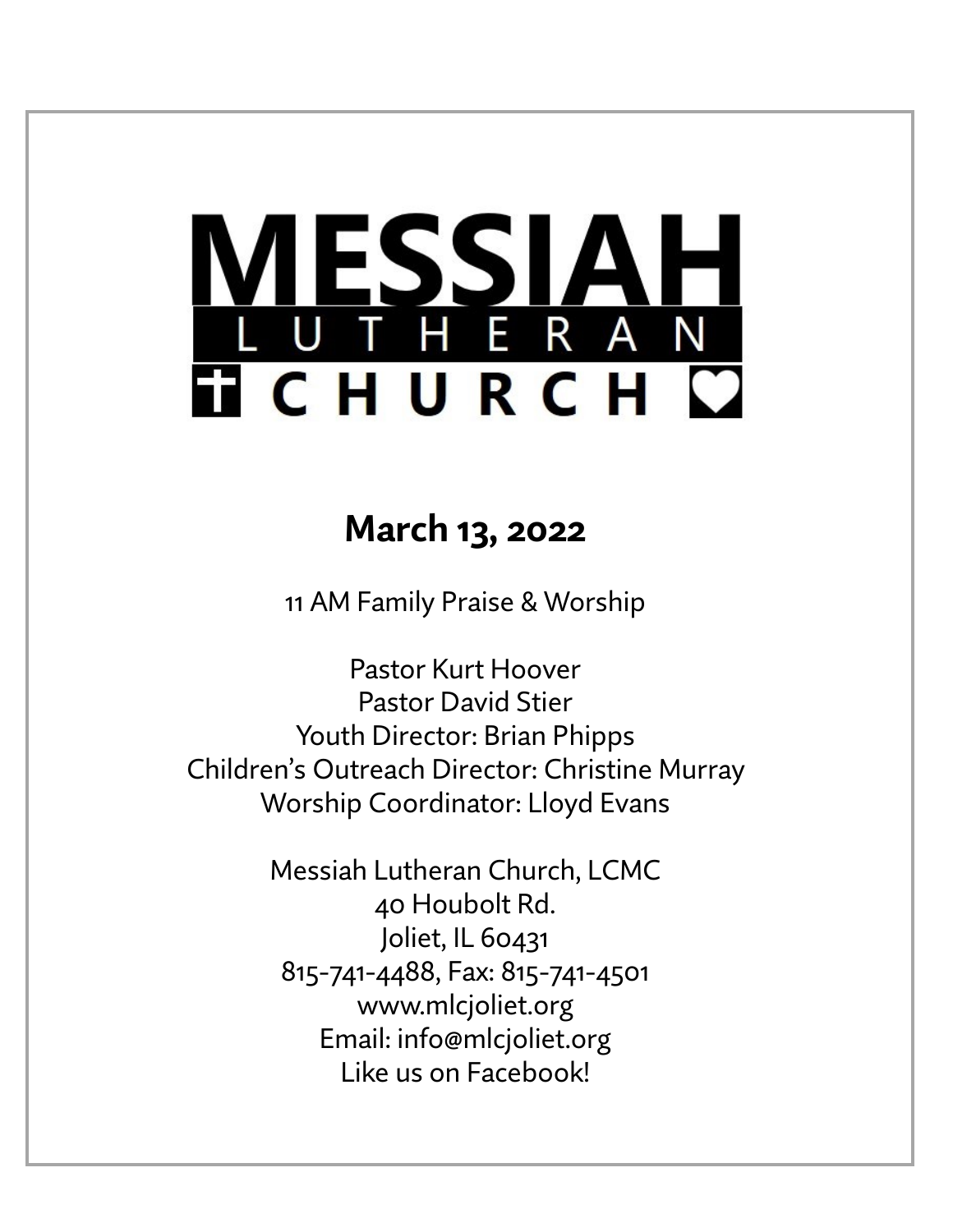# MESSIAH LUTHERAN CHURCH

## March 13, 2022

11 AM Family Praise & Worship

Pastor Kurt Hoover
Pastor David Stier
Youth Director: Brian Phipps
Children's Outreach Director: Christine Murray
Worship Coordinator: Lloyd Evans

Messiah Lutheran Church, LCMC
40 Houbolt Rd.
Joliet, IL 60431
815-741-4488, Fax: 815-741-4501
www.mlcjoliet.org
Email: info@mlcjoliet.org
Like us on Facebook!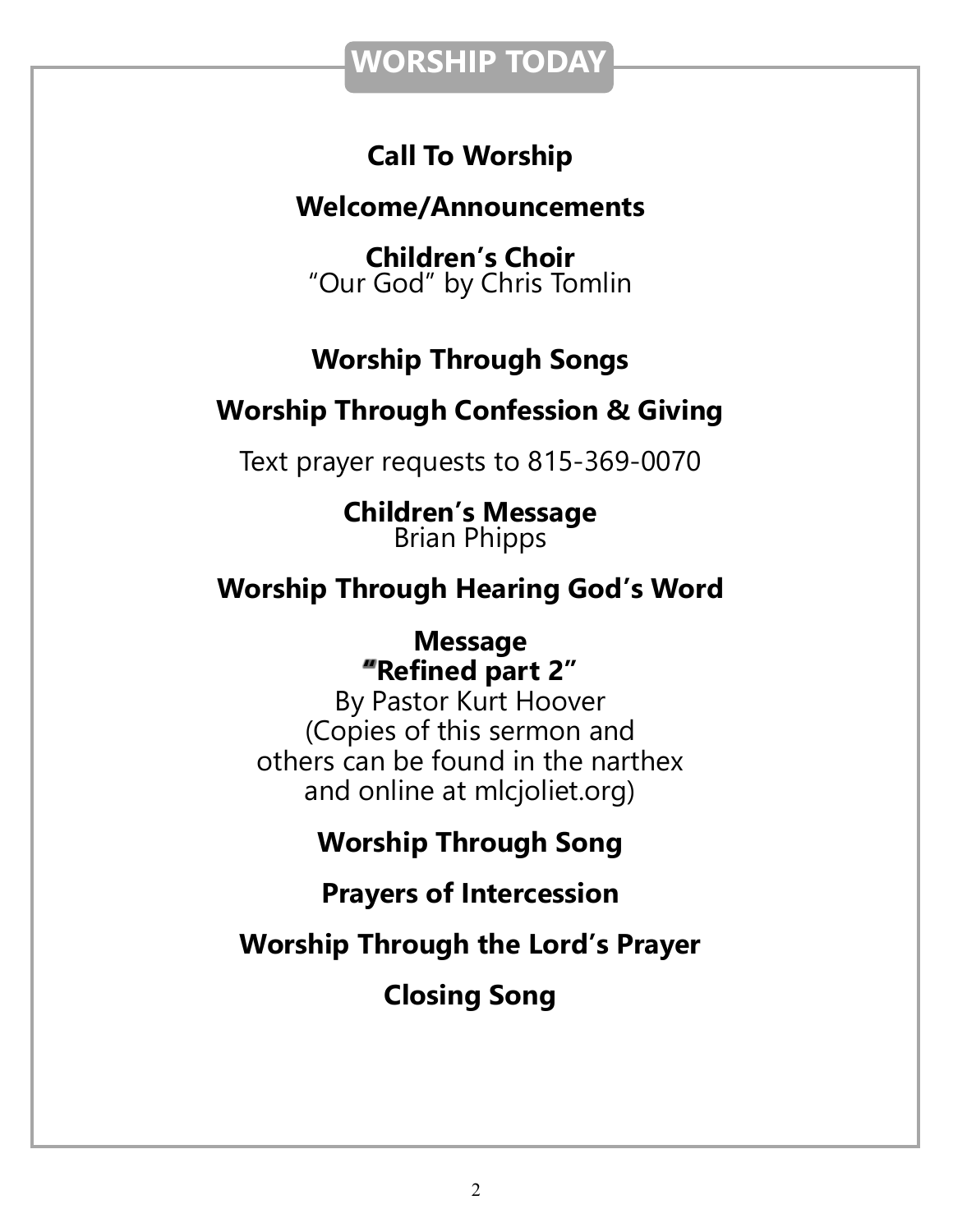## WORSHIP TODAY

**Call To Worship**

**Welcome/Announcements**

**Children's Choir**
"Our God" by Chris Tomlin

**Worship Through Songs**

**Worship Through Confession & Giving**

Text prayer requests to 815-369-0070

**Children's Message**
Brian Phipps

**Worship Through Hearing God's Word**

**Message**
**"Refined part 2"**
By Pastor Kurt Hoover
(Copies of this sermon and others can be found in the narthex and online at mlcjoliet.org)

**Worship Through Song**

**Prayers of Intercession**

**Worship Through the Lord's Prayer**

**Closing Song**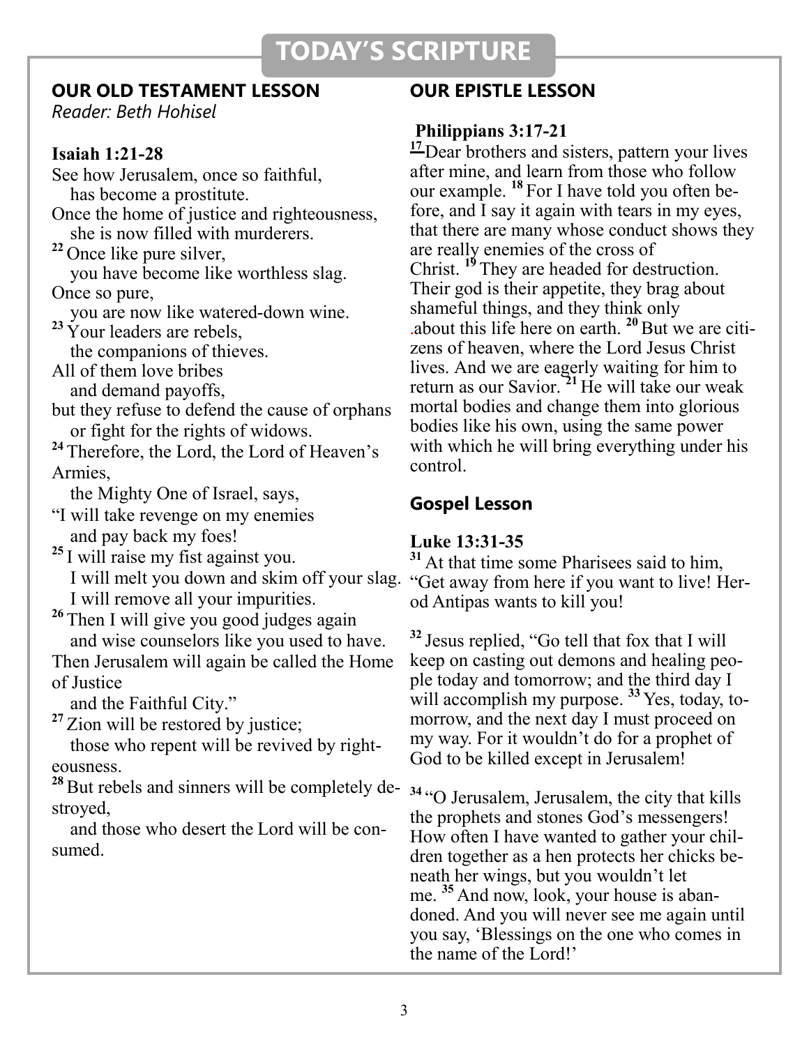# TODAY'S SCRIPTURE

## OUR OLD TESTAMENT LESSON

*Reader: Beth Hohisel*

**Isaiah 1:21-28**

See how Jerusalem, once so faithful,
has become a prostitute.
Once the home of justice and righteousness,
she is now filled with murderers.
[22] Once like pure silver,
you have become like worthless slag.
Once so pure,
you are now like watered-down wine.
[23] Your leaders are rebels,
the companions of thieves.
All of them love bribes
and demand payoffs,
but they refuse to defend the cause of orphans
or fight for the rights of widows.
[24] Therefore, the Lord, the Lord of Heaven's Armies,
the Mighty One of Israel, says,
"I will take revenge on my enemies
and pay back my foes!
[25] I will raise my fist against you.
I will melt you down and skim off your slag.
I will remove all your impurities.
[26] Then I will give you good judges again
and wise counselors like you used to have.
Then Jerusalem will again be called the Home of Justice
and the Faithful City."
[27] Zion will be restored by justice;
those who repent will be revived by righteousness.
[28] But rebels and sinners will be completely destroyed,
and those who desert the Lord will be consumed.

## OUR EPISTLE LESSON

**Philippians 3:17-21**

[17] Dear brothers and sisters, pattern your lives after mine, and learn from those who follow our example. [18] For I have told you often before, and I say it again with tears in my eyes, that there are many whose conduct shows they are really enemies of the cross of Christ. [19] They are headed for destruction. Their god is their appetite, they brag about shameful things, and they think only about this life here on earth. [20] But we are citizens of heaven, where the Lord Jesus Christ lives. And we are eagerly waiting for him to return as our Savior. [21] He will take our weak mortal bodies and change them into glorious bodies like his own, using the same power with which he will bring everything under his control.

## Gospel Lesson

**Luke 13:31-35**

[31] At that time some Pharisees said to him, "Get away from here if you want to live! Herod Antipas wants to kill you!

[32] Jesus replied, "Go tell that fox that I will keep on casting out demons and healing people today and tomorrow; and the third day I will accomplish my purpose. [33] Yes, today, tomorrow, and the next day I must proceed on my way. For it wouldn't do for a prophet of God to be killed except in Jerusalem!

[34] "O Jerusalem, Jerusalem, the city that kills the prophets and stones God's messengers! How often I have wanted to gather your children together as a hen protects her chicks beneath her wings, but you wouldn't let me. [35] And now, look, your house is abandoned. And you will never see me again until you say, 'Blessings on the one who comes in the name of the Lord!'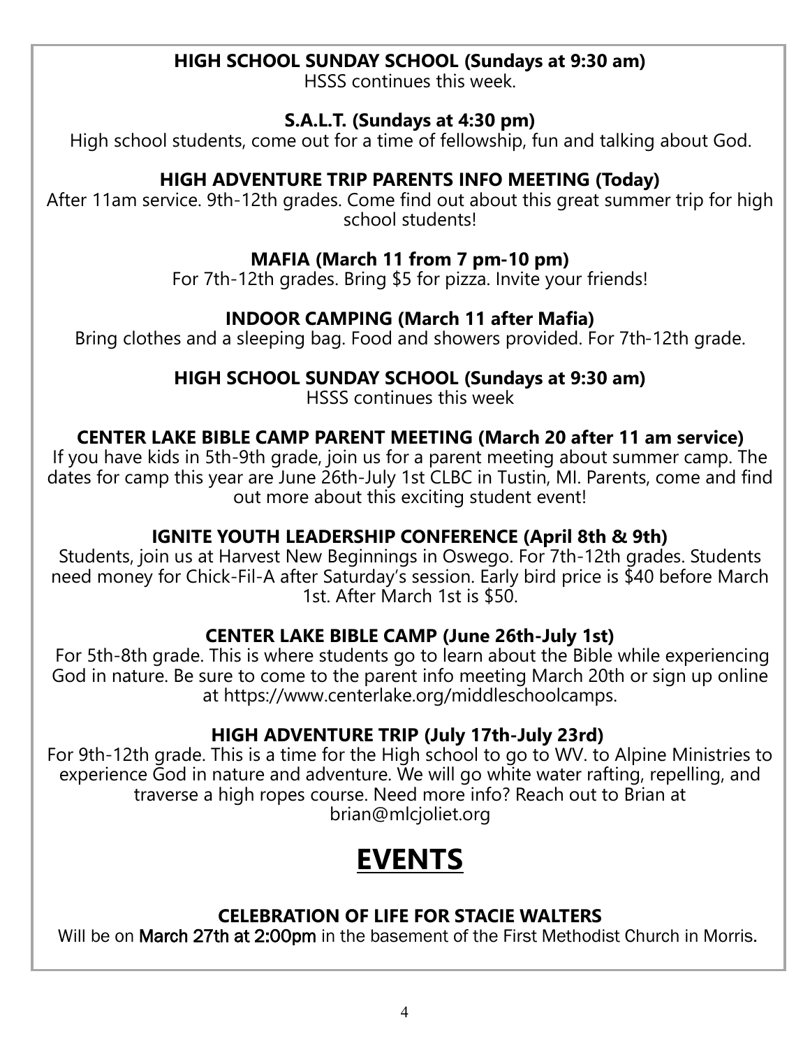**HIGH SCHOOL SUNDAY SCHOOL (Sundays at 9:30 am)**

HSSS continues this week.

**S.A.L.T. (Sundays at 4:30 pm)**

High school students, come out for a time of fellowship, fun and talking about God.

**HIGH ADVENTURE TRIP PARENTS INFO MEETING (Today)**

After 11am service. 9th-12th grades. Come find out about this great summer trip for high school students!

**MAFIA (March 11 from 7 pm-10 pm)**

For 7th-12th grades. Bring $5 for pizza. Invite your friends!

**INDOOR CAMPING (March 11 after Mafia)**

Bring clothes and a sleeping bag. Food and showers provided. For 7th-12th grade.

**HIGH SCHOOL SUNDAY SCHOOL (Sundays at 9:30 am)**

HSSS continues this week

**CENTER LAKE BIBLE CAMP PARENT MEETING (March 20 after 11 am service)**

If you have kids in 5th-9th grade, join us for a parent meeting about summer camp. The dates for camp this year are June 26th-July 1st CLBC in Tustin, MI. Parents, come and find out more about this exciting student event!

**IGNITE YOUTH LEADERSHIP CONFERENCE (April 8th & 9th)**

Students, join us at Harvest New Beginnings in Oswego. For 7th-12th grades. Students need money for Chick-Fil-A after Saturday's session. Early bird price is $40 before March 1st. After March 1st is $50.

**CENTER LAKE BIBLE CAMP (June 26th-July 1st)**

For 5th-8th grade. This is where students go to learn about the Bible while experiencing God in nature. Be sure to come to the parent info meeting March 20th or sign up online at https://www.centerlake.org/middleschoolcamps.

**HIGH ADVENTURE TRIP (July 17th-July 23rd)**

For 9th-12th grade. This is a time for the High school to go to WV. to Alpine Ministries to experience God in nature and adventure. We will go white water rafting, repelling, and traverse a high ropes course. Need more info? Reach out to Brian at brian@mlcjoliet.org

# EVENTS

**CELEBRATION OF LIFE FOR STACIE WALTERS**

Will be on **March 27th at 2:00pm** in the basement of the First Methodist Church in Morris.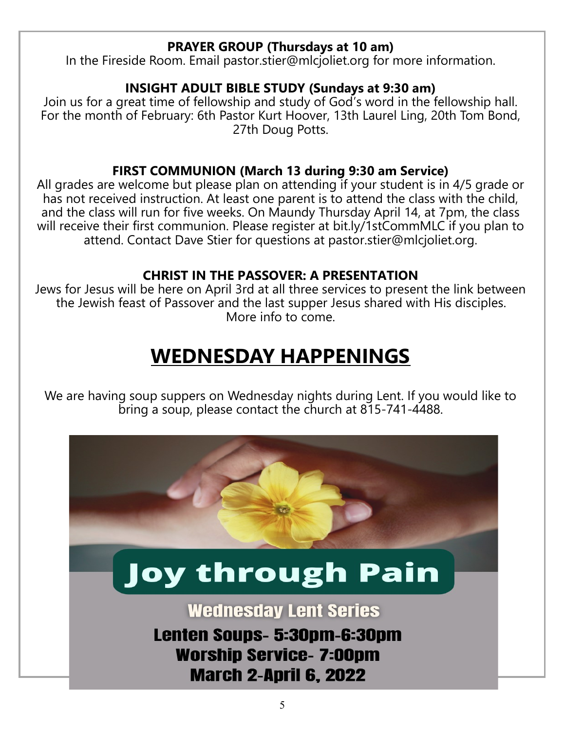**PRAYER GROUP (Thursdays at 10 am)**

In the Fireside Room. Email pastor.stier@mlcjoliet.org for more information.

**INSIGHT ADULT BIBLE STUDY (Sundays at 9:30 am)**

Join us for a great time of fellowship and study of God's word in the fellowship hall. For the month of February: 6th Pastor Kurt Hoover, 13th Laurel Ling, 20th Tom Bond, 27th Doug Potts.

**FIRST COMMUNION (March 13 during 9:30 am Service)**

All grades are welcome but please plan on attending if your student is in 4/5 grade or has not received instruction. At least one parent is to attend the class with the child, and the class will run for five weeks. On Maundy Thursday April 14, at 7pm, the class will receive their first communion. Please register at bit.ly/1stCommMLC if you plan to attend. Contact Dave Stier for questions at pastor.stier@mlcjoliet.org.

**CHRIST IN THE PASSOVER: A PRESENTATION**

Jews for Jesus will be here on April 3rd at all three services to present the link between the Jewish feast of Passover and the last supper Jesus shared with His disciples. More info to come.

# WEDNESDAY HAPPENINGS

We are having soup suppers on Wednesday nights during Lent. If you would like to bring a soup, please contact the church at 815-741-4488.

## Joy through Pain

**Wednesday Lent Series**

**Lenten Soups- 5:30pm-6:30pm**
**Worship Service- 7:00pm**
**March 2-April 6, 2022**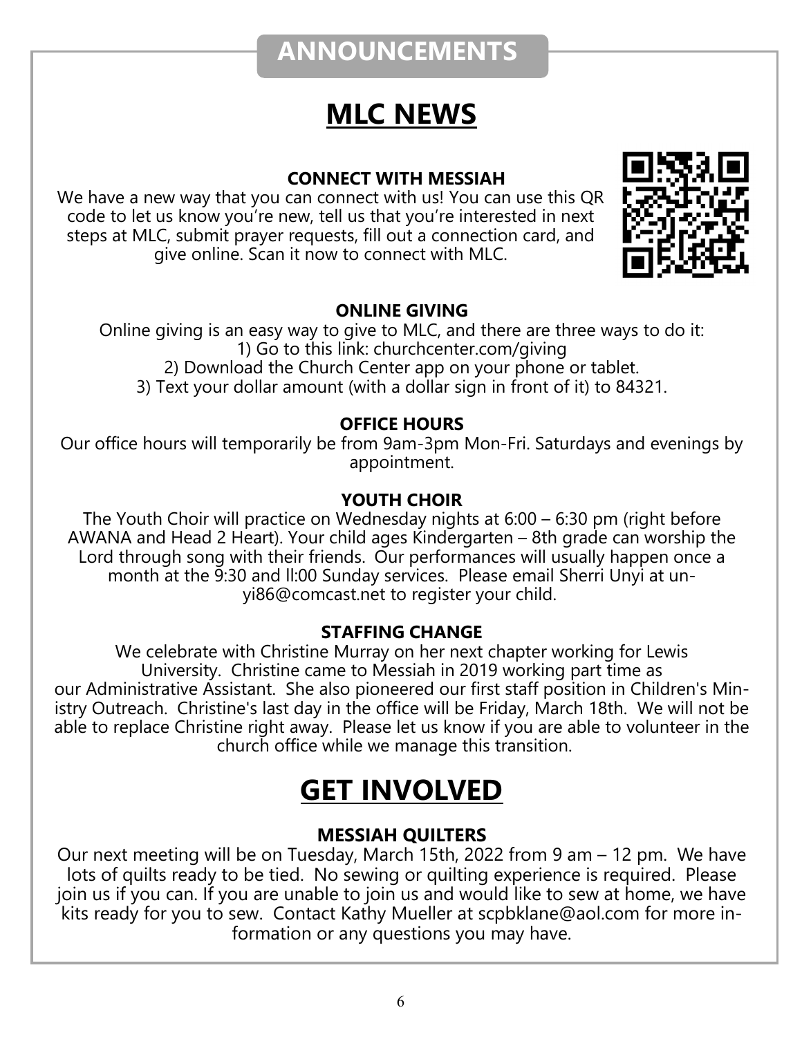# ANNOUNCEMENTS

## MLC NEWS

### CONNECT WITH MESSIAH

We have a new way that you can connect with us! You can use this QR code to let us know you're new, tell us that you're interested in next steps at MLC, submit prayer requests, fill out a connection card, and give online. Scan it now to connect with MLC.

### ONLINE GIVING

Online giving is an easy way to give to MLC, and there are three ways to do it:
1) Go to this link: churchcenter.com/giving
2) Download the Church Center app on your phone or tablet.
3) Text your dollar amount (with a dollar sign in front of it) to 84321.

### OFFICE HOURS

Our office hours will temporarily be from 9am-3pm Mon-Fri. Saturdays and evenings by appointment.

### YOUTH CHOIR

The Youth Choir will practice on Wednesday nights at 6:00 – 6:30 pm (right before AWANA and Head 2 Heart). Your child ages Kindergarten – 8th grade can worship the Lord through song with their friends. Our performances will usually happen once a month at the 9:30 and ll:00 Sunday services. Please email Sherri Unyi at unyi86@comcast.net to register your child.

### STAFFING CHANGE

We celebrate with Christine Murray on her next chapter working for Lewis University. Christine came to Messiah in 2019 working part time as our Administrative Assistant. She also pioneered our first staff position in Children's Ministry Outreach. Christine's last day in the office will be Friday, March 18th. We will not be able to replace Christine right away. Please let us know if you are able to volunteer in the church office while we manage this transition.

## GET INVOLVED

### MESSIAH QUILTERS

Our next meeting will be on Tuesday, March 15th, 2022 from 9 am – 12 pm. We have lots of quilts ready to be tied. No sewing or quilting experience is required. Please join us if you can. If you are unable to join us and would like to sew at home, we have kits ready for you to sew. Contact Kathy Mueller at scpbklane@aol.com for more information or any questions you may have.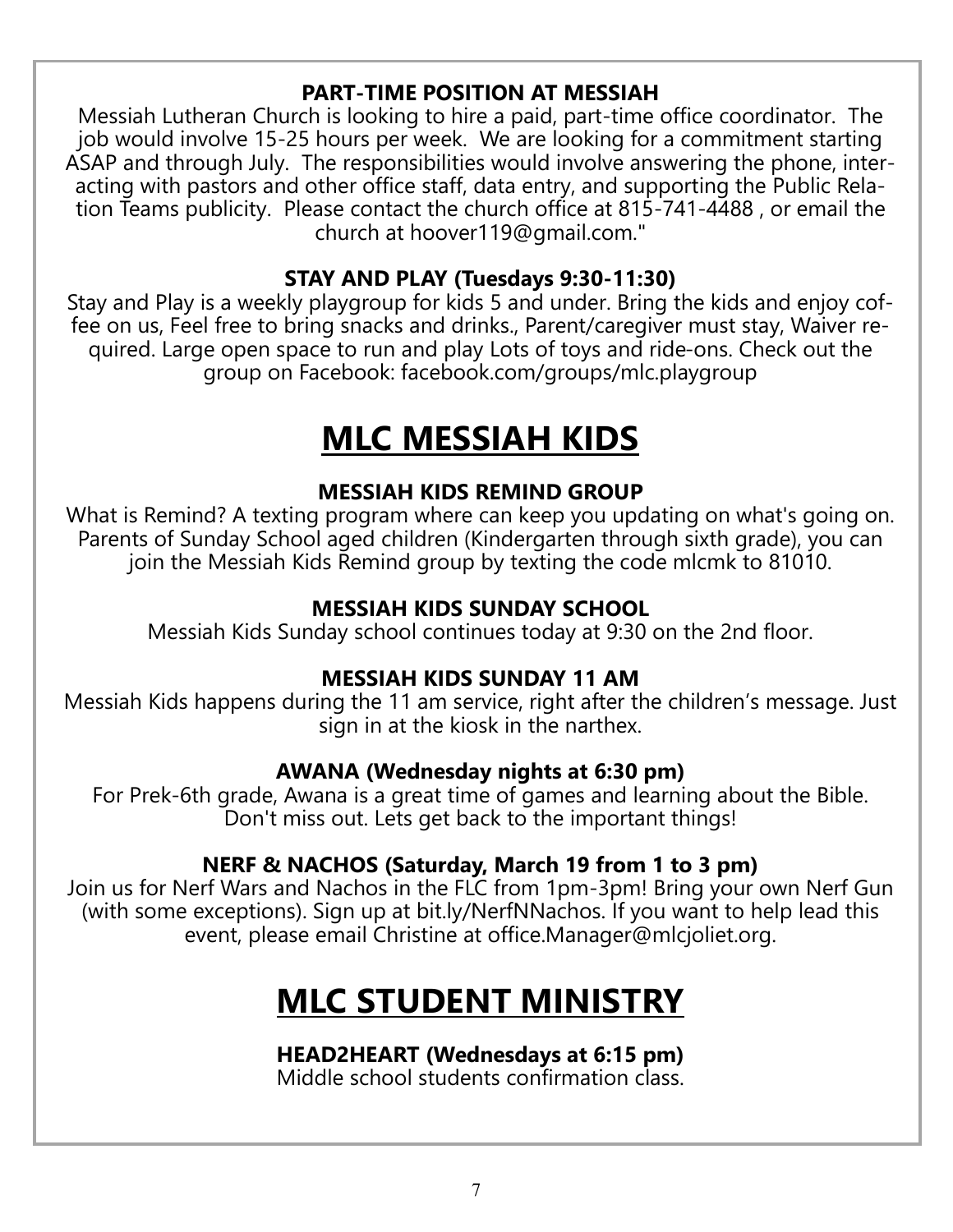### PART-TIME POSITION AT MESSIAH

Messiah Lutheran Church is looking to hire a paid, part-time office coordinator. The job would involve 15-25 hours per week. We are looking for a commitment starting ASAP and through July. The responsibilities would involve answering the phone, interacting with pastors and other office staff, data entry, and supporting the Public Relation Teams publicity. Please contact the church office at 815-741-4488 , or email the church at hoover119@gmail.com."

### STAY AND PLAY (Tuesdays 9:30-11:30)

Stay and Play is a weekly playgroup for kids 5 and under. Bring the kids and enjoy coffee on us, Feel free to bring snacks and drinks., Parent/caregiver must stay, Waiver required. Large open space to run and play Lots of toys and ride-ons. Check out the group on Facebook: facebook.com/groups/mlc.playgroup

# MLC MESSIAH KIDS

### MESSIAH KIDS REMIND GROUP

What is Remind? A texting program where can keep you updating on what's going on. Parents of Sunday School aged children (Kindergarten through sixth grade), you can join the Messiah Kids Remind group by texting the code mlcmk to 81010.

### MESSIAH KIDS SUNDAY SCHOOL

Messiah Kids Sunday school continues today at 9:30 on the 2nd floor.

### MESSIAH KIDS SUNDAY 11 AM

Messiah Kids happens during the 11 am service, right after the children's message. Just sign in at the kiosk in the narthex.

### AWANA (Wednesday nights at 6:30 pm)

For Prek-6th grade, Awana is a great time of games and learning about the Bible. Don't miss out. Lets get back to the important things!

### NERF & NACHOS (Saturday, March 19 from 1 to 3 pm)

Join us for Nerf Wars and Nachos in the FLC from 1pm-3pm! Bring your own Nerf Gun (with some exceptions). Sign up at bit.ly/NerfNNachos. If you want to help lead this event, please email Christine at office.Manager@mlcjoliet.org.

# MLC STUDENT MINISTRY

### HEAD2HEART (Wednesdays at 6:15 pm)

Middle school students confirmation class.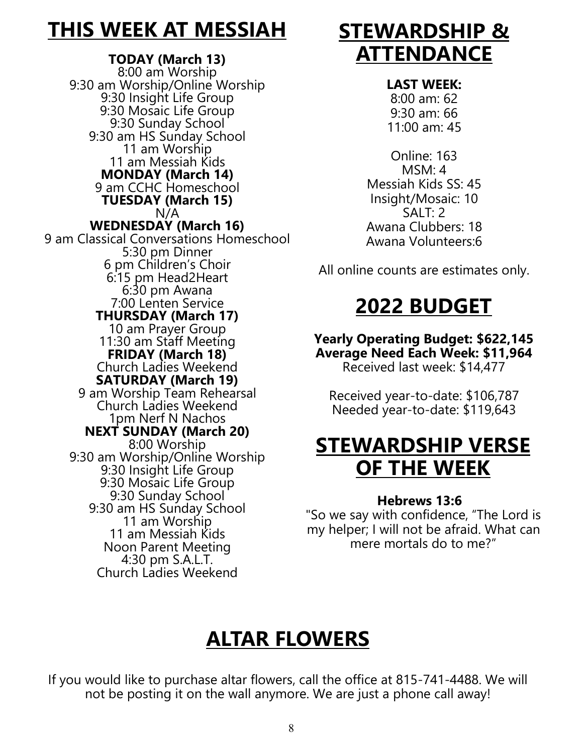# THIS WEEK AT MESSIAH

**TODAY (March 13)**
8:00 am Worship
9:30 am Worship/Online Worship
9:30 Insight Life Group
9:30 Mosaic Life Group
9:30 Sunday School
9:30 am HS Sunday School
11 am Worship
11 am Messiah Kids

**MONDAY (March 14)**
9 am CCHC Homeschool

**TUESDAY (March 15)**
N/A

**WEDNESDAY (March 16)**
9 am Classical Conversations Homeschool
5:30 pm Dinner
6 pm Children's Choir
6:15 pm Head2Heart
6:30 pm Awana
7:00 Lenten Service

**THURSDAY (March 17)**
10 am Prayer Group
11:30 am Staff Meeting

**FRIDAY (March 18)**
Church Ladies Weekend

**SATURDAY (March 19)**
9 am Worship Team Rehearsal
Church Ladies Weekend
1pm Nerf N Nachos

**NEXT SUNDAY (March 20)**
8:00 Worship
9:30 am Worship/Online Worship
9:30 Insight Life Group
9:30 Mosaic Life Group
9:30 Sunday School
9:30 am HS Sunday School
11 am Worship
11 am Messiah Kids
Noon Parent Meeting
4:30 pm S.A.L.T.
Church Ladies Weekend

# STEWARDSHIP & ATTENDANCE

**LAST WEEK:**
8:00 am: 62
9:30 am: 66
11:00 am: 45

Online: 163
MSM: 4
Messiah Kids SS: 45
Insight/Mosaic: 10
SALT: 2
Awana Clubbers: 18
Awana Volunteers:6

All online counts are estimates only.

# 2022 BUDGET

**Yearly Operating Budget: $622,145**
**Average Need Each Week: $11,964**
Received last week: $14,477

Received year-to-date: $106,787
Needed year-to-date: $119,643

# STEWARDSHIP VERSE OF THE WEEK

**Hebrews 13:6**
"So we say with confidence, "The Lord is my helper; I will not be afraid. What can mere mortals do to me?"

# ALTAR FLOWERS

If you would like to purchase altar flowers, call the office at 815-741-4488. We will not be posting it on the wall anymore. We are just a phone call away!